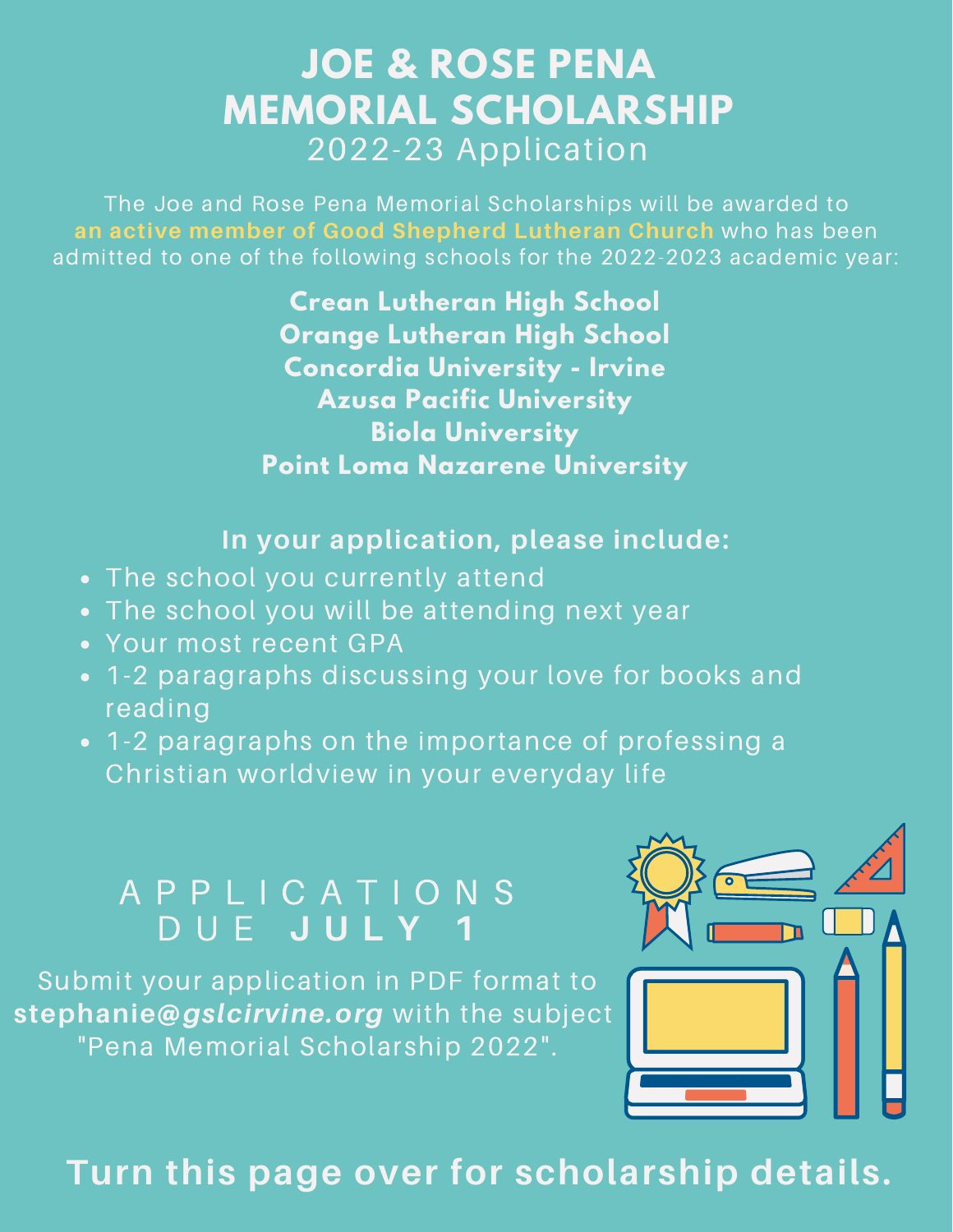# JOE & ROSE PENA MEMORIAL SCHOLARSHIP

## 2022-23 Application

The Joe and Rose Pena Memorial Scholarships will be awarded to **an active member of Good Shepherd Lutheran Church** who has been admitted to one of the following schools for the 2022-2023 academic year:

**Crean Lutheran High School**
**Orange Lutheran High School**
**Concordia University - Irvine**
**Azusa Pacific University**
**Biola University**
**Point Loma Nazarene University**

**In your application, please include:**

- The school you currently attend
- The school you will be attending next year
- Your most recent GPA
- 1-2 paragraphs discussing your love for books and reading
- 1-2 paragraphs on the importance of professing a Christian worldview in your everyday life

## APPLICATIONS DUE **JULY 1**

Submit your application in PDF format to **stephanie@*gslcirvine.org*** with the subject "Pena Memorial Scholarship 2022".

**Turn this page over for scholarship details.**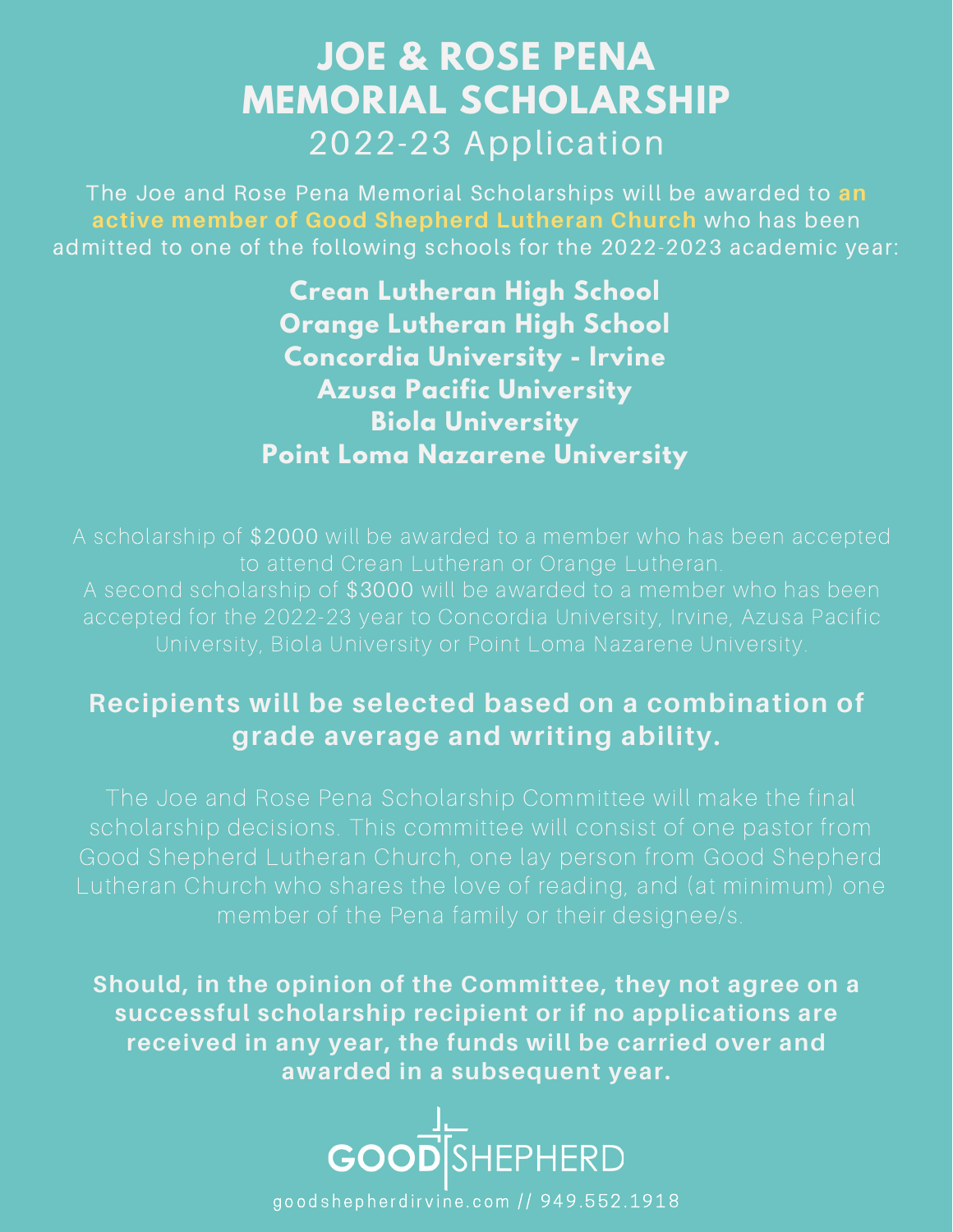# JOE & ROSE PENA MEMORIAL SCHOLARSHIP

## 2022-23 Application

The Joe and Rose Pena Memorial Scholarships will be awarded to **an active member of Good Shepherd Lutheran Church** who has been admitted to one of the following schools for the 2022-2023 academic year:

**Crean Lutheran High School**
**Orange Lutheran High School**
**Concordia University - Irvine**
**Azusa Pacific University**
**Biola University**
**Point Loma Nazarene University**

A scholarship of $2000 will be awarded to a member who has been accepted to attend Crean Lutheran or Orange Lutheran.
A second scholarship of $3000 will be awarded to a member who has been accepted for the 2022-23 year to Concordia University, Irvine, Azusa Pacific University, Biola University or Point Loma Nazarene University.

**Recipients will be selected based on a combination of grade average and writing ability.**

The Joe and Rose Pena Scholarship Committee will make the final scholarship decisions. This committee will consist of one pastor from Good Shepherd Lutheran Church, one lay person from Good Shepherd Lutheran Church who shares the love of reading, and (at minimum) one member of the Pena family or their designee/s.

**Should, in the opinion of the Committee, they not agree on a successful scholarship recipient or if no applications are received in any year, the funds will be carried over and awarded in a subsequent year.**

GOOD SHEPHERD

goodshepherdirvine.com // 949.552.1918